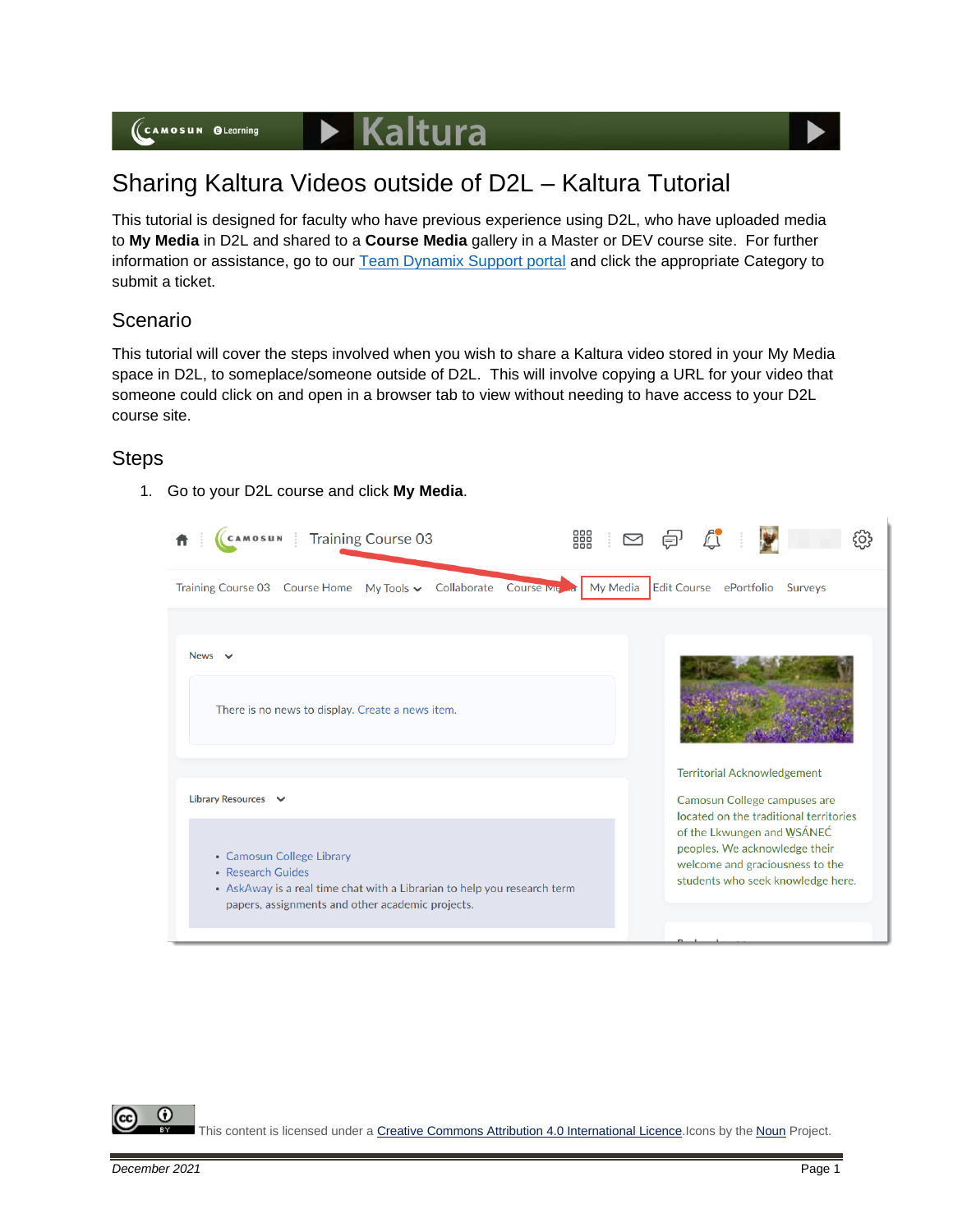# Sharing Kaltura Videos outside of D2L – Kaltura Tutorial

This tutorial is designed for faculty who have previous experience using D2L, who have uploaded media to **My Media** in D2L and shared to a **Course Media** gallery in a Master or DEV course site. For further information or assistance, go to our Team Dynamix Support portal and click the appropriate Category to submit a ticket.

## Scenario

This tutorial will cover the steps involved when you wish to share a Kaltura video stored in your My Media space in D2L, to someplace/someone outside of D2L. This will involve copying a URL for your video that someone could click on and open in a browser tab to view without needing to have access to your D2L course site.

## Steps

1. Go to your D2L course and click **My Media**.

This content is licensed under a Creative Commons Attribution 4.0 International Licence. Icons by the Noun Project.

*December 2021*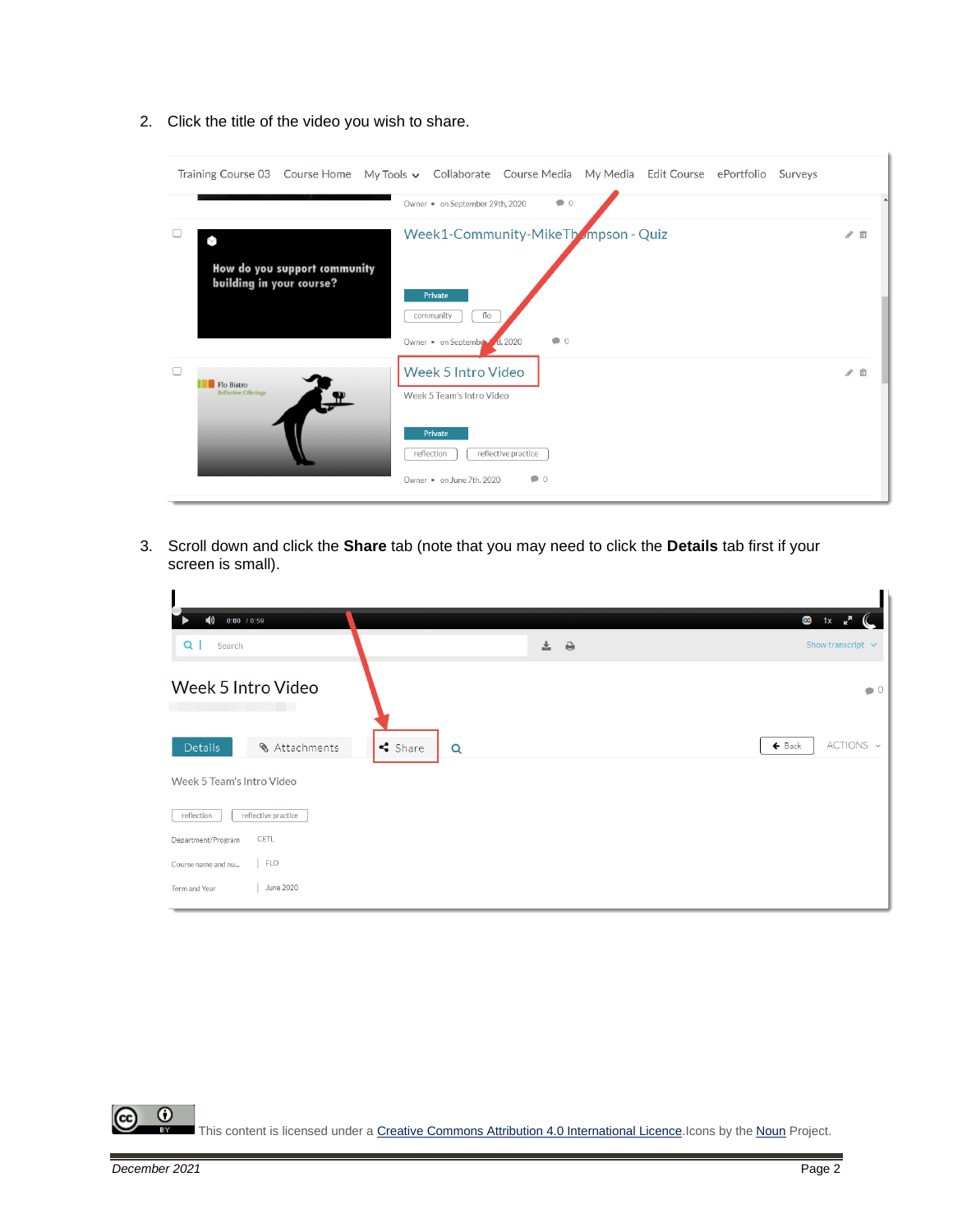2. Click the title of the video you wish to share.

3. Scroll down and click the **Share** tab (note that you may need to click the **Details** tab first if your screen is small).

This content is licensed under a [Creative Commons Attribution 4.0 International Licence](#).Icons by the [Noun](#) Project.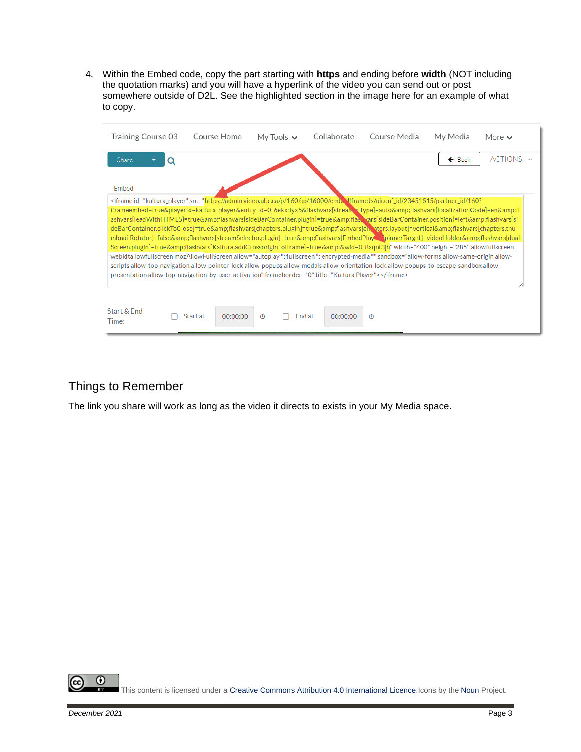4. Within the Embed code, copy the part starting with **https** and ending before **width** (NOT including the quotation marks) and you will have a hyperlink of the video you can send out or post somewhere outside of D2L. See the highlighted section in the image here for an example of what to copy.

## Things to Remember

The link you share will work as long as the video it directs to exists in your My Media space.

This content is licensed under a Creative Commons Attribution 4.0 International Licence. Icons by the Noun Project.

*December 2021*